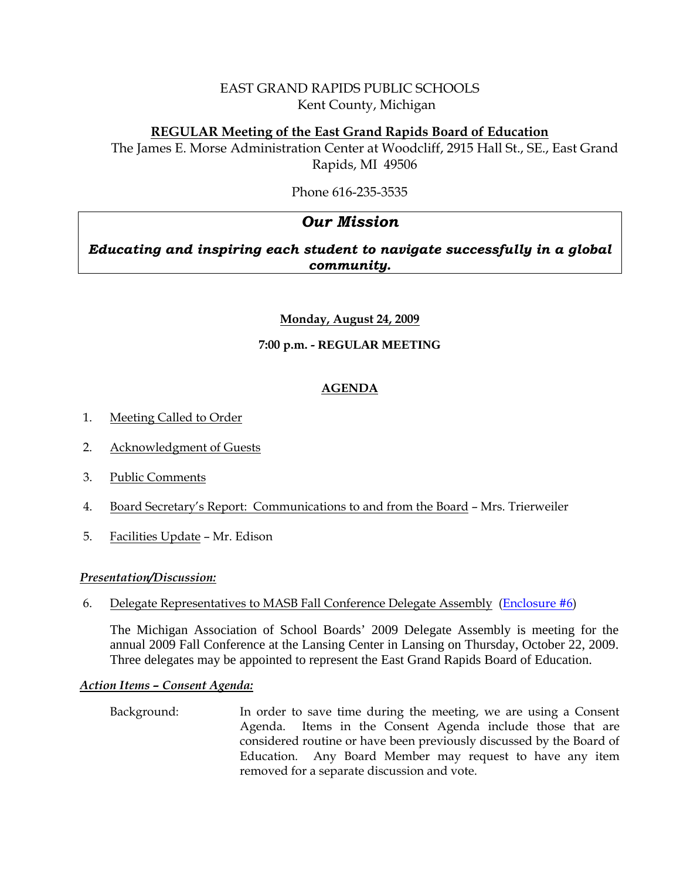EAST GRAND RAPIDS PUBLIC SCHOOLS
Kent County, Michigan

**REGULAR Meeting of the East Grand Rapids Board of Education**
The James E. Morse Administration Center at Woodcliff, 2915 Hall St., SE., East Grand Rapids, MI 49506

Phone 616-235-3535

## *Our Mission*

***Educating and inspiring each student to navigate successfully in a global community.***

**Monday, August 24, 2009**

**7:00 p.m. - REGULAR MEETING**

## AGENDA

1. Meeting Called to Order

2. Acknowledgment of Guests

3. Public Comments

4. Board Secretary's Report: Communications to and from the Board – Mrs. Trierweiler

5. Facilities Update – Mr. Edison

***Presentation/Discussion:***

6. Delegate Representatives to MASB Fall Conference Delegate Assembly (Enclosure #6)

   The Michigan Association of School Boards' 2009 Delegate Assembly is meeting for the annual 2009 Fall Conference at the Lansing Center in Lansing on Thursday, October 22, 2009. Three delegates may be appointed to represent the East Grand Rapids Board of Education.

***Action Items – Consent Agenda:***

Background: In order to save time during the meeting, we are using a Consent Agenda. Items in the Consent Agenda include those that are considered routine or have been previously discussed by the Board of Education. Any Board Member may request to have any item removed for a separate discussion and vote.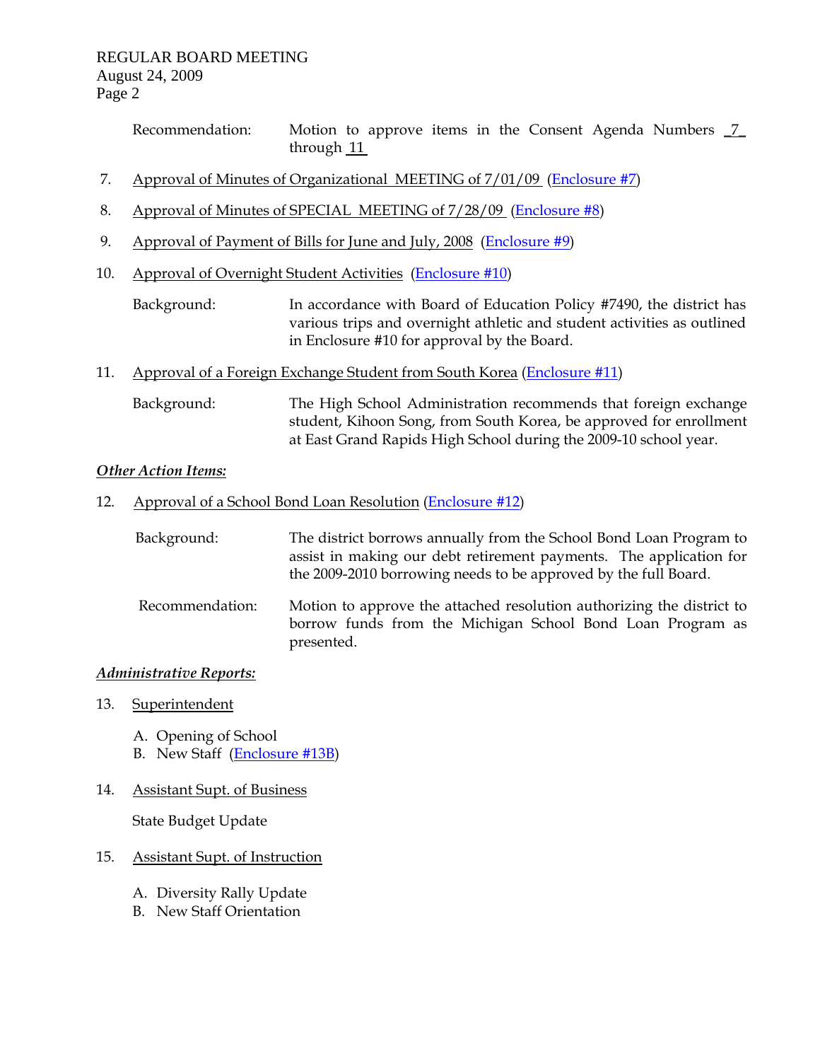Recommendation: Motion to approve items in the Consent Agenda Numbers _7_ through 11

7. Approval of Minutes of Organizational MEETING of 7/01/09 (Enclosure #7)

8. Approval of Minutes of SPECIAL MEETING of 7/28/09 (Enclosure #8)

9. Approval of Payment of Bills for June and July, 2008 (Enclosure #9)

10. Approval of Overnight Student Activities (Enclosure #10)

    Background: In accordance with Board of Education Policy #7490, the district has various trips and overnight athletic and student activities as outlined in Enclosure #10 for approval by the Board.

11. Approval of a Foreign Exchange Student from South Korea (Enclosure #11)

    Background: The High School Administration recommends that foreign exchange student, Kihoon Song, from South Korea, be approved for enrollment at East Grand Rapids High School during the 2009-10 school year.

***Other Action Items:***

12. Approval of a School Bond Loan Resolution (Enclosure #12)

    Background: The district borrows annually from the School Bond Loan Program to assist in making our debt retirement payments. The application for the 2009-2010 borrowing needs to be approved by the full Board.

    Recommendation: Motion to approve the attached resolution authorizing the district to borrow funds from the Michigan School Bond Loan Program as presented.

***Administrative Reports:***

13. Superintendent

    A. Opening of School
    B. New Staff (Enclosure #13B)

14. Assistant Supt. of Business

    State Budget Update

15. Assistant Supt. of Instruction

    A. Diversity Rally Update
    B. New Staff Orientation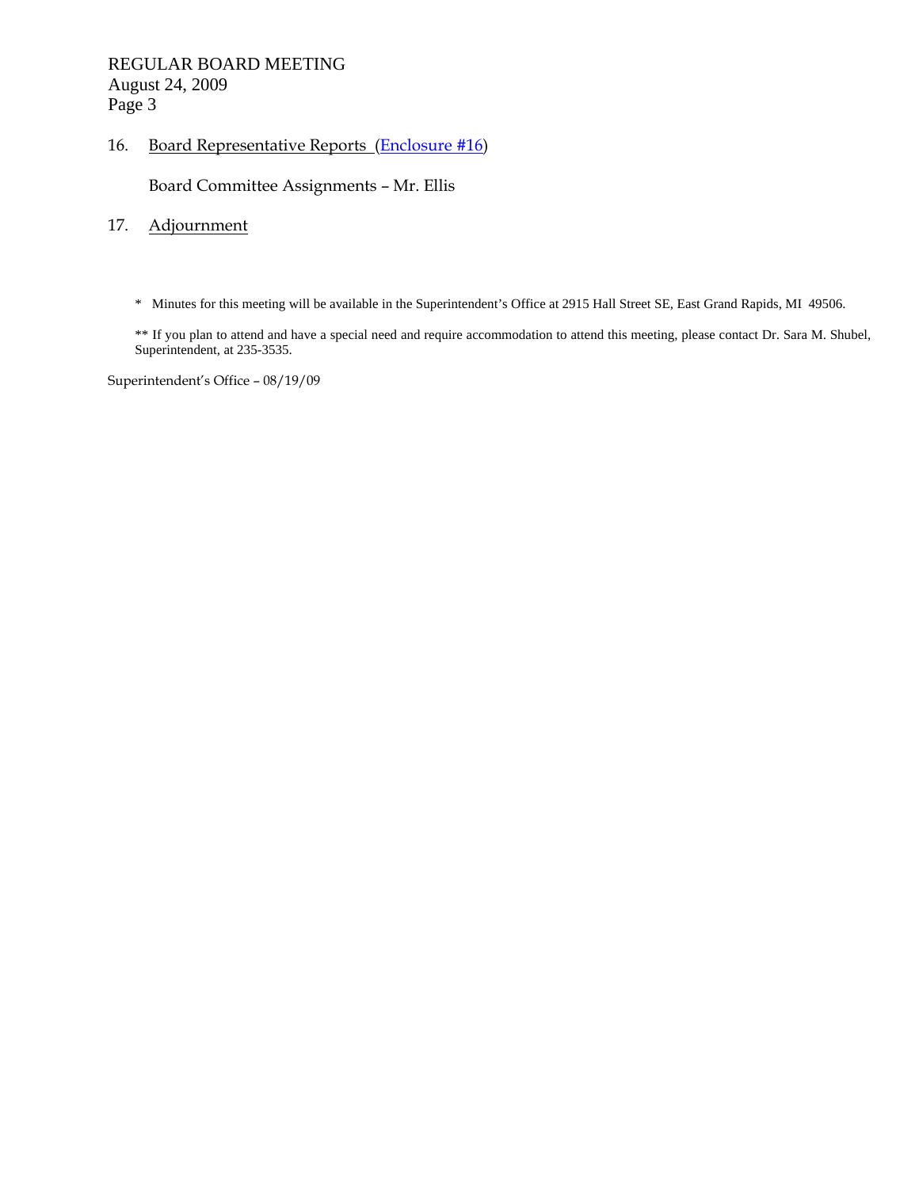16. Board Representative Reports (Enclosure #16)

    Board Committee Assignments – Mr. Ellis

17. Adjournment

\* Minutes for this meeting will be available in the Superintendent's Office at 2915 Hall Street SE, East Grand Rapids, MI 49506.

\*\* If you plan to attend and have a special need and require accommodation to attend this meeting, please contact Dr. Sara M. Shubel, Superintendent, at 235-3535.

Superintendent's Office – 08/19/09